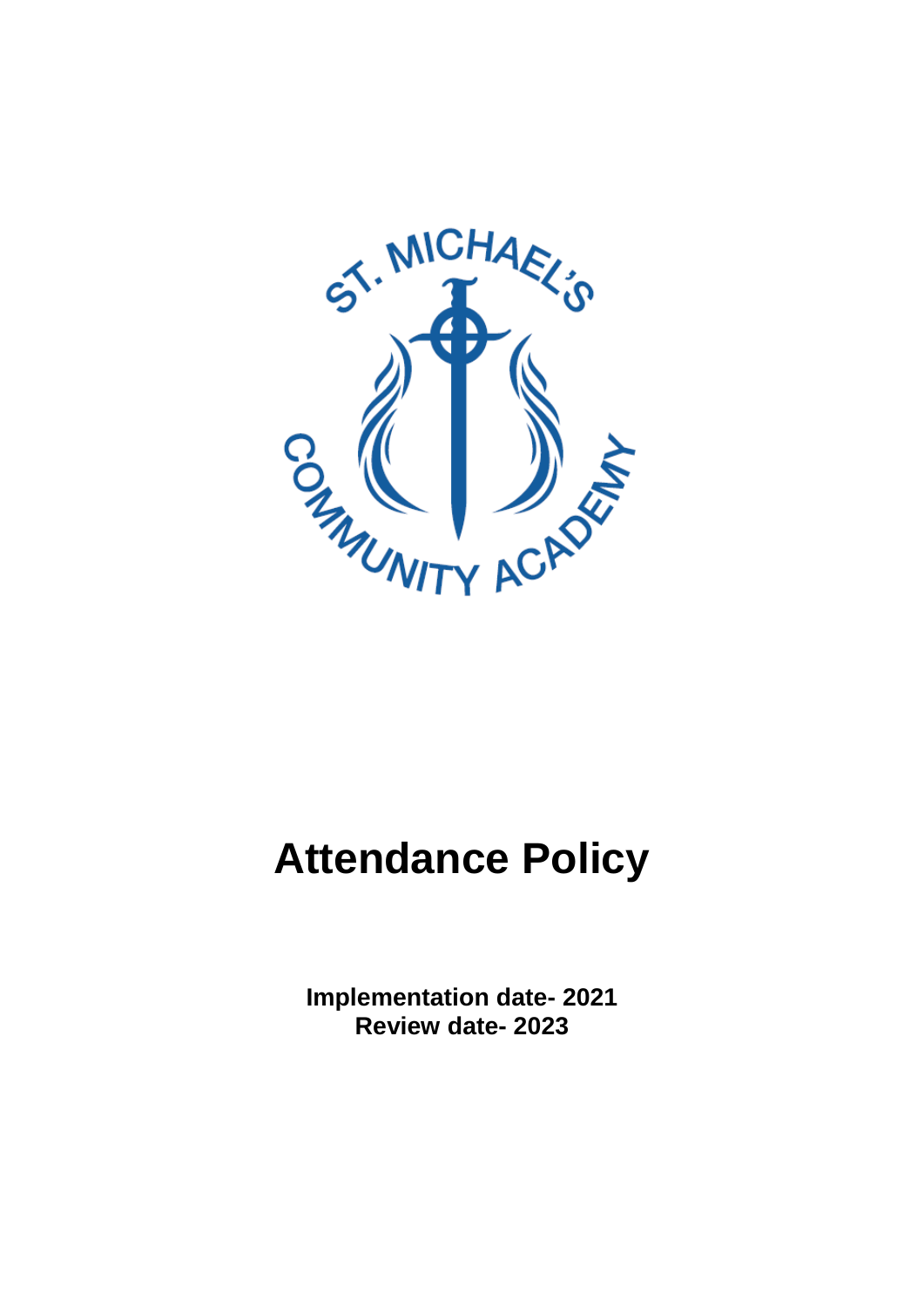# Attendance Policy

**Implementation date- 2021**
**Review date- 2023**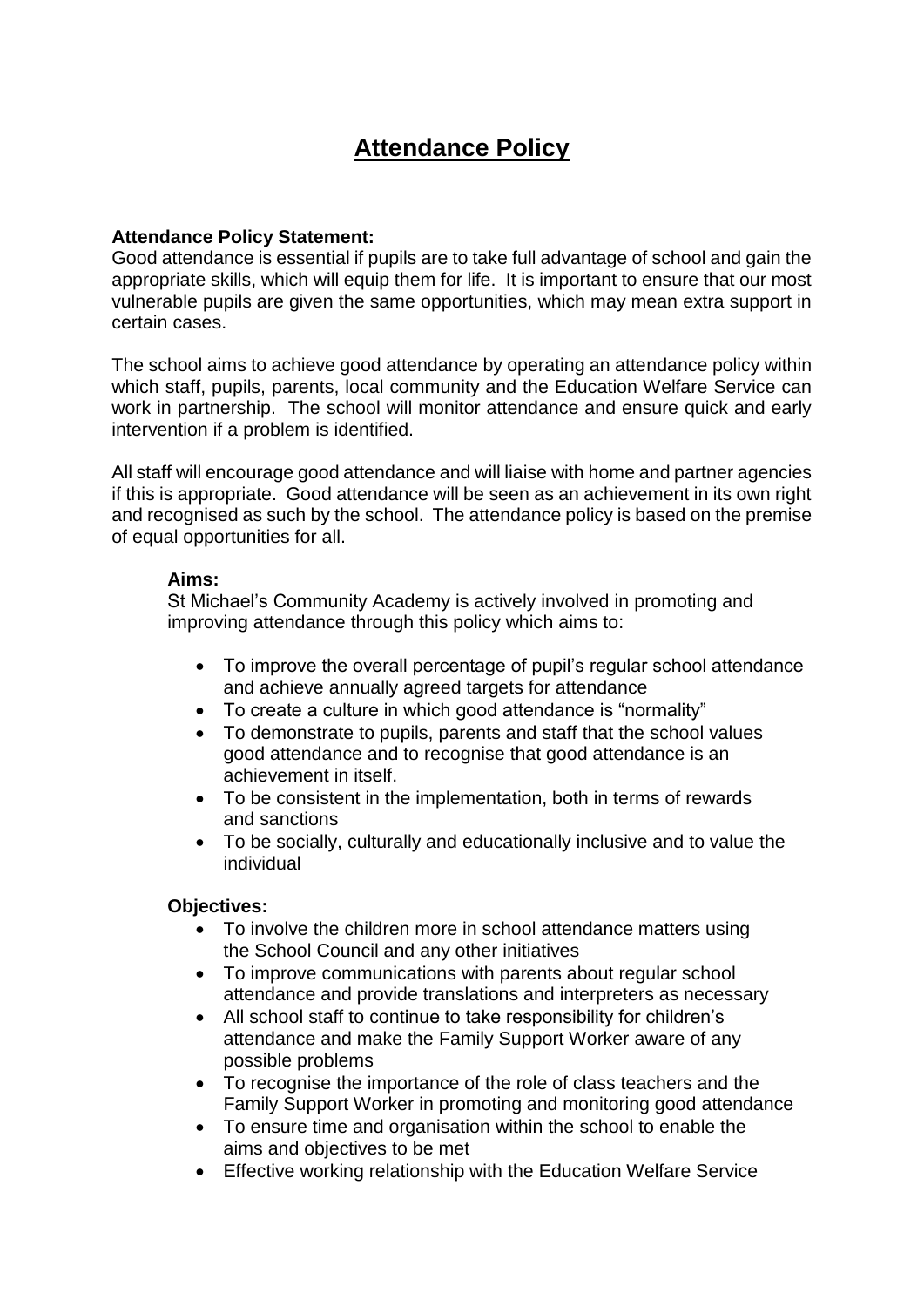# Attendance Policy

**Attendance Policy Statement:**
Good attendance is essential if pupils are to take full advantage of school and gain the appropriate skills, which will equip them for life. It is important to ensure that our most vulnerable pupils are given the same opportunities, which may mean extra support in certain cases.

The school aims to achieve good attendance by operating an attendance policy within which staff, pupils, parents, local community and the Education Welfare Service can work in partnership. The school will monitor attendance and ensure quick and early intervention if a problem is identified.

All staff will encourage good attendance and will liaise with home and partner agencies if this is appropriate. Good attendance will be seen as an achievement in its own right and recognised as such by the school. The attendance policy is based on the premise of equal opportunities for all.

**Aims:**
St Michael's Community Academy is actively involved in promoting and improving attendance through this policy which aims to:

- To improve the overall percentage of pupil's regular school attendance and achieve annually agreed targets for attendance
- To create a culture in which good attendance is "normality"
- To demonstrate to pupils, parents and staff that the school values good attendance and to recognise that good attendance is an achievement in itself.
- To be consistent in the implementation, both in terms of rewards and sanctions
- To be socially, culturally and educationally inclusive and to value the individual

**Objectives:**

- To involve the children more in school attendance matters using the School Council and any other initiatives
- To improve communications with parents about regular school attendance and provide translations and interpreters as necessary
- All school staff to continue to take responsibility for children's attendance and make the Family Support Worker aware of any possible problems
- To recognise the importance of the role of class teachers and the Family Support Worker in promoting and monitoring good attendance
- To ensure time and organisation within the school to enable the aims and objectives to be met
- Effective working relationship with the Education Welfare Service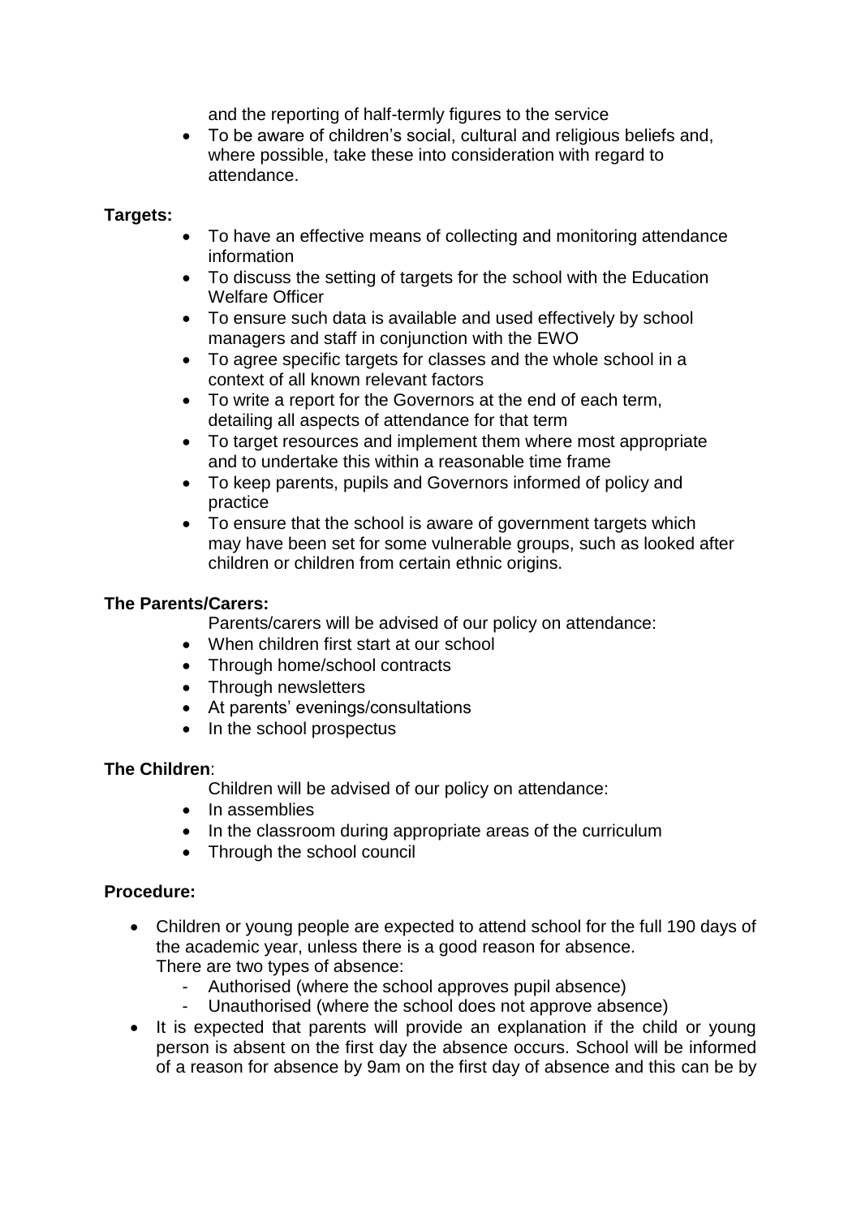and the reporting of half-termly figures to the service

- To be aware of children's social, cultural and religious beliefs and, where possible, take these into consideration with regard to attendance.

**Targets:**

- To have an effective means of collecting and monitoring attendance information
- To discuss the setting of targets for the school with the Education Welfare Officer
- To ensure such data is available and used effectively by school managers and staff in conjunction with the EWO
- To agree specific targets for classes and the whole school in a context of all known relevant factors
- To write a report for the Governors at the end of each term, detailing all aspects of attendance for that term
- To target resources and implement them where most appropriate and to undertake this within a reasonable time frame
- To keep parents, pupils and Governors informed of policy and practice
- To ensure that the school is aware of government targets which may have been set for some vulnerable groups, such as looked after children or children from certain ethnic origins.

**The Parents/Carers:**

Parents/carers will be advised of our policy on attendance:

- When children first start at our school
- Through home/school contracts
- Through newsletters
- At parents' evenings/consultations
- In the school prospectus

**The Children**:

Children will be advised of our policy on attendance:

- In assemblies
- In the classroom during appropriate areas of the curriculum
- Through the school council

**Procedure:**

- Children or young people are expected to attend school for the full 190 days of the academic year, unless there is a good reason for absence. There are two types of absence:
  - Authorised (where the school approves pupil absence)
  - Unauthorised (where the school does not approve absence)
- It is expected that parents will provide an explanation if the child or young person is absent on the first day the absence occurs. School will be informed of a reason for absence by 9am on the first day of absence and this can be by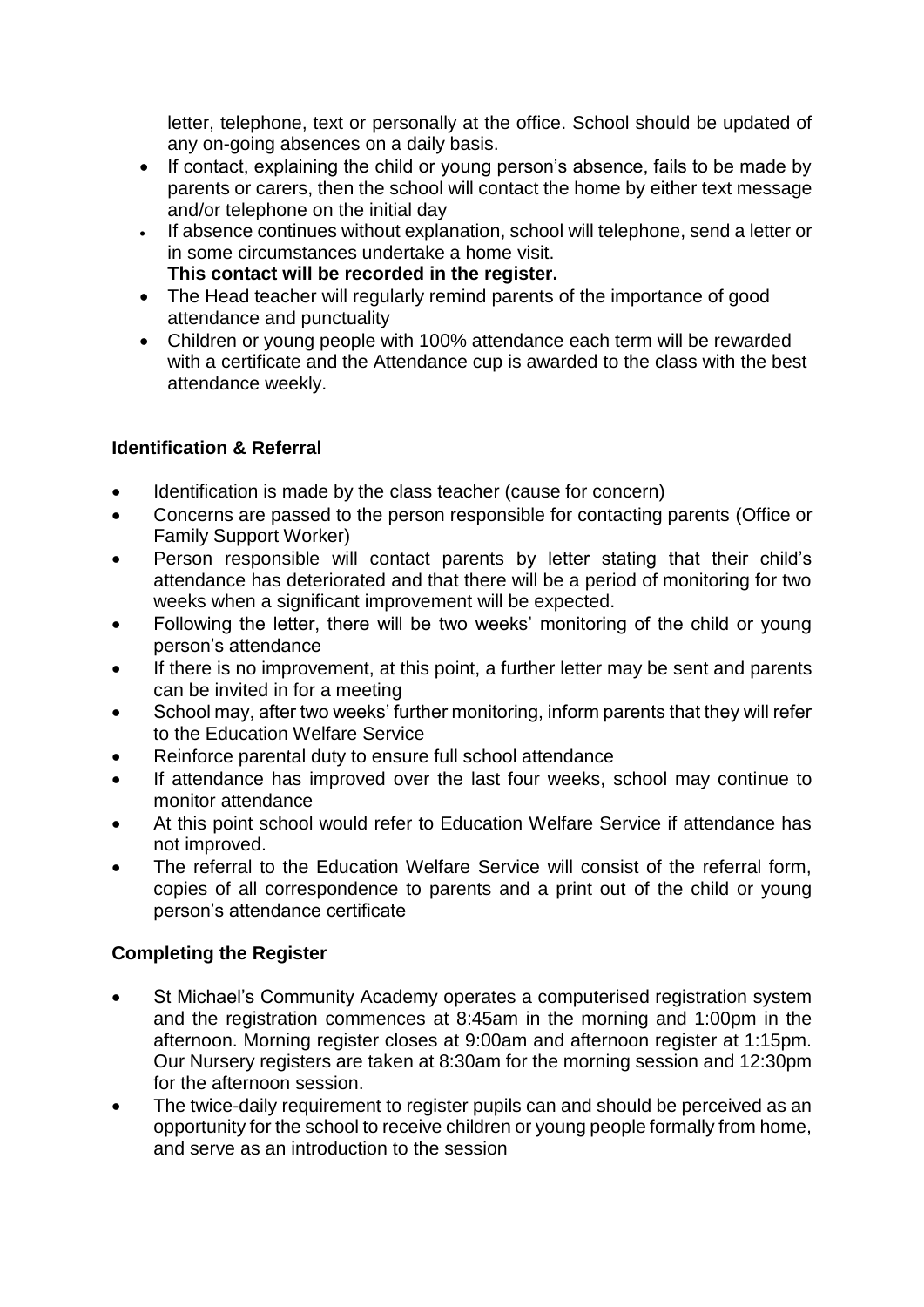letter, telephone, text or personally at the office. School should be updated of any on-going absences on a daily basis.

- If contact, explaining the child or young person's absence, fails to be made by parents or carers, then the school will contact the home by either text message and/or telephone on the initial day
- If absence continues without explanation, school will telephone, send a letter or in some circumstances undertake a home visit.
  **This contact will be recorded in the register.**
- The Head teacher will regularly remind parents of the importance of good attendance and punctuality
- Children or young people with 100% attendance each term will be rewarded with a certificate and the Attendance cup is awarded to the class with the best attendance weekly.

**Identification & Referral**

- Identification is made by the class teacher (cause for concern)
- Concerns are passed to the person responsible for contacting parents (Office or Family Support Worker)
- Person responsible will contact parents by letter stating that their child's attendance has deteriorated and that there will be a period of monitoring for two weeks when a significant improvement will be expected.
- Following the letter, there will be two weeks' monitoring of the child or young person's attendance
- If there is no improvement, at this point, a further letter may be sent and parents can be invited in for a meeting
- School may, after two weeks' further monitoring, inform parents that they will refer to the Education Welfare Service
- Reinforce parental duty to ensure full school attendance
- If attendance has improved over the last four weeks, school may continue to monitor attendance
- At this point school would refer to Education Welfare Service if attendance has not improved.
- The referral to the Education Welfare Service will consist of the referral form, copies of all correspondence to parents and a print out of the child or young person's attendance certificate

**Completing the Register**

- St Michael's Community Academy operates a computerised registration system and the registration commences at 8:45am in the morning and 1:00pm in the afternoon. Morning register closes at 9:00am and afternoon register at 1:15pm. Our Nursery registers are taken at 8:30am for the morning session and 12:30pm for the afternoon session.
- The twice-daily requirement to register pupils can and should be perceived as an opportunity for the school to receive children or young people formally from home, and serve as an introduction to the session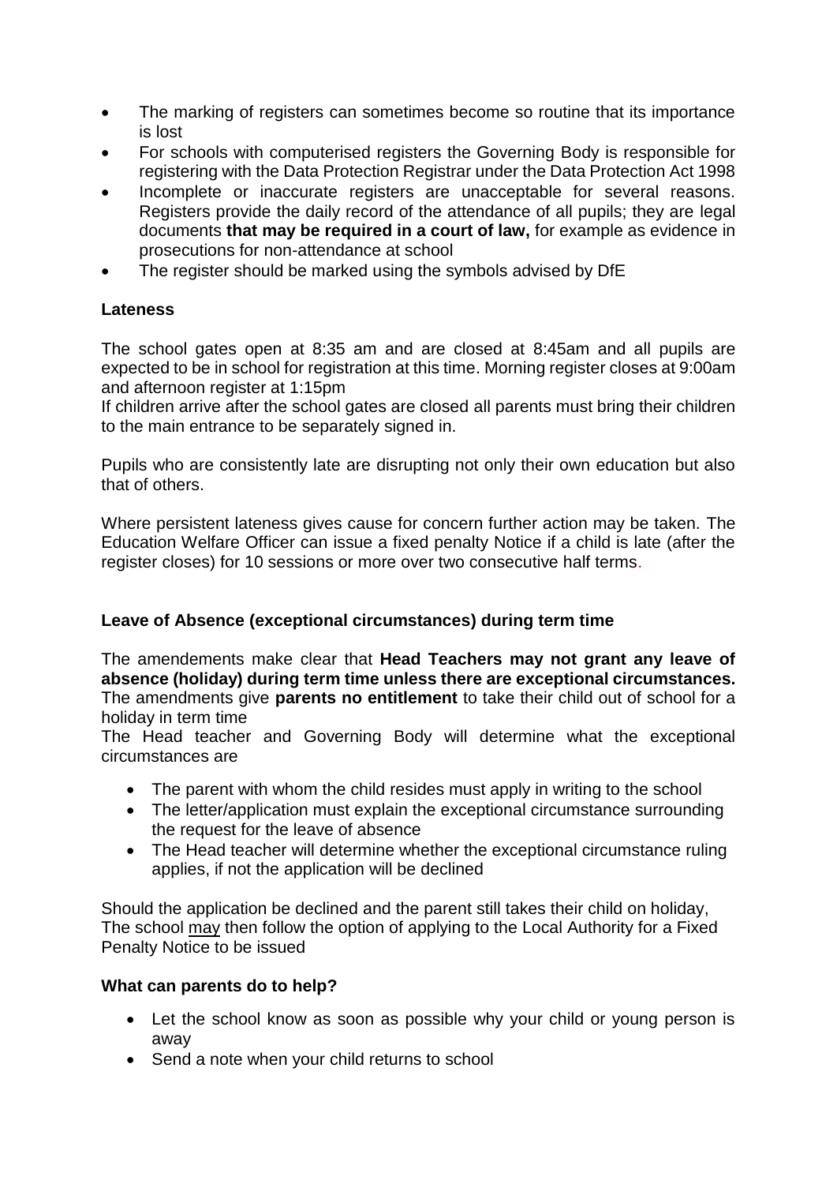- The marking of registers can sometimes become so routine that its importance is lost
- For schools with computerised registers the Governing Body is responsible for registering with the Data Protection Registrar under the Data Protection Act 1998
- Incomplete or inaccurate registers are unacceptable for several reasons. Registers provide the daily record of the attendance of all pupils; they are legal documents **that may be required in a court of law,** for example as evidence in prosecutions for non-attendance at school
- The register should be marked using the symbols advised by DfE

**Lateness**

The school gates open at 8:35 am and are closed at 8:45am and all pupils are expected to be in school for registration at this time. Morning register closes at 9:00am and afternoon register at 1:15pm
If children arrive after the school gates are closed all parents must bring their children to the main entrance to be separately signed in.

Pupils who are consistently late are disrupting not only their own education but also that of others.

Where persistent lateness gives cause for concern further action may be taken. The Education Welfare Officer can issue a fixed penalty Notice if a child is late (after the register closes) for 10 sessions or more over two consecutive half terms.

**Leave of Absence (exceptional circumstances) during term time**

The amendements make clear that **Head Teachers may not grant any leave of absence (holiday) during term time unless there are exceptional circumstances.** The amendments give **parents no entitlement** to take their child out of school for a holiday in term time
The Head teacher and Governing Body will determine what the exceptional circumstances are

- The parent with whom the child resides must apply in writing to the school
- The letter/application must explain the exceptional circumstance surrounding the request for the leave of absence
- The Head teacher will determine whether the exceptional circumstance ruling applies, if not the application will be declined

Should the application be declined and the parent still takes their child on holiday, The school may then follow the option of applying to the Local Authority for a Fixed Penalty Notice to be issued

**What can parents do to help?**

- Let the school know as soon as possible why your child or young person is away
- Send a note when your child returns to school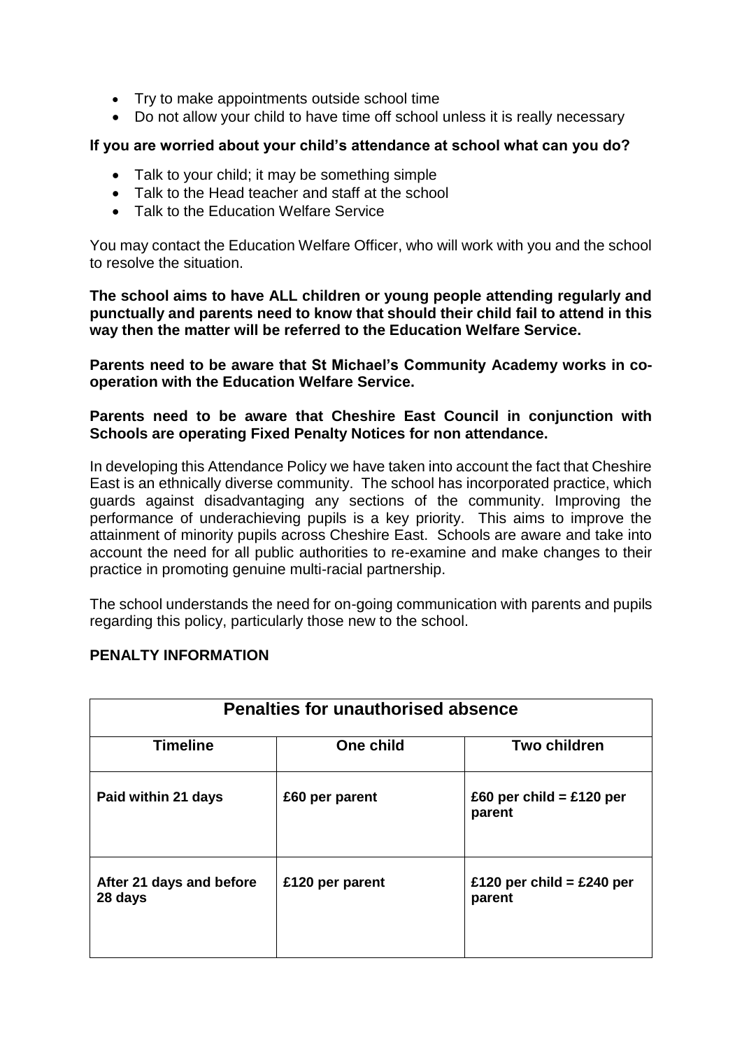- Try to make appointments outside school time
- Do not allow your child to have time off school unless it is really necessary

**If you are worried about your child's attendance at school what can you do?**

- Talk to your child; it may be something simple
- Talk to the Head teacher and staff at the school
- Talk to the Education Welfare Service

You may contact the Education Welfare Officer, who will work with you and the school to resolve the situation.

**The school aims to have ALL children or young people attending regularly and punctually and parents need to know that should their child fail to attend in this way then the matter will be referred to the Education Welfare Service.**

**Parents need to be aware that St Michael's Community Academy works in co-operation with the Education Welfare Service.**

**Parents need to be aware that Cheshire East Council in conjunction with Schools are operating Fixed Penalty Notices for non attendance.**

In developing this Attendance Policy we have taken into account the fact that Cheshire East is an ethnically diverse community. The school has incorporated practice, which guards against disadvantaging any sections of the community. Improving the performance of underachieving pupils is a key priority. This aims to improve the attainment of minority pupils across Cheshire East. Schools are aware and take into account the need for all public authorities to re-examine and make changes to their practice in promoting genuine multi-racial partnership.

The school understands the need for on-going communication with parents and pupils regarding this policy, particularly those new to the school.

**PENALTY INFORMATION**

| Penalties for unauthorised absence | | |
|---|---|---|
| **Timeline** | **One child** | **Two children** |
| **Paid within 21 days** | **£60 per parent** | **£60 per child = £120 per parent** |
| **After 21 days and before 28 days** | **£120 per parent** | **£120 per child = £240 per parent** |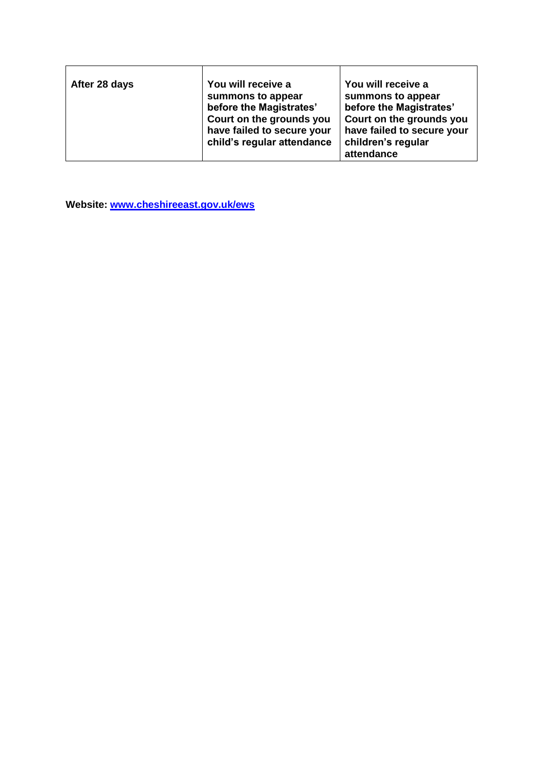| | | |
|---|---|---|
| **After 28 days** | **You will receive a summons to appear before the Magistrates' Court on the grounds you have failed to secure your child's regular attendance** | **You will receive a summons to appear before the Magistrates' Court on the grounds you have failed to secure your children's regular attendance** |

**Website: [www.cheshireeast.gov.uk/ews](http://www.cheshireeast.gov.uk/ews)**